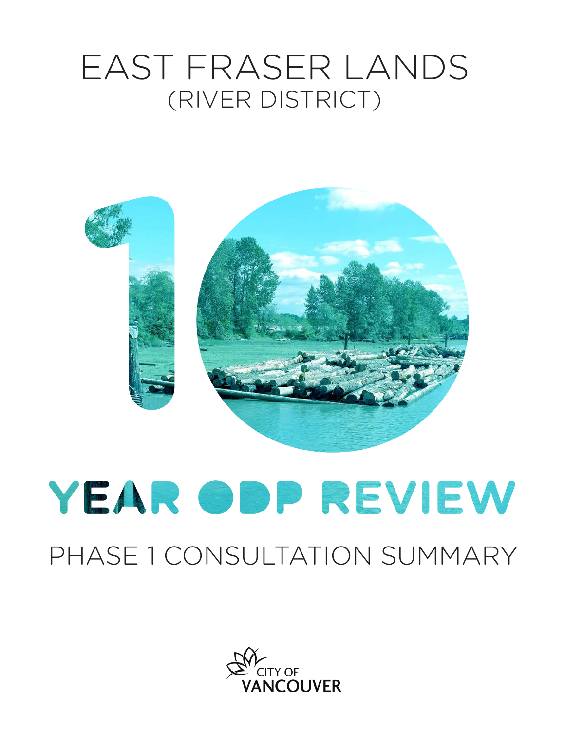# EAST FRASER LANDS
## (RIVER DISTRICT)

# 10 YEAR ODP REVIEW

## PHASE 1 CONSULTATION SUMMARY

CITY OF VANCOUVER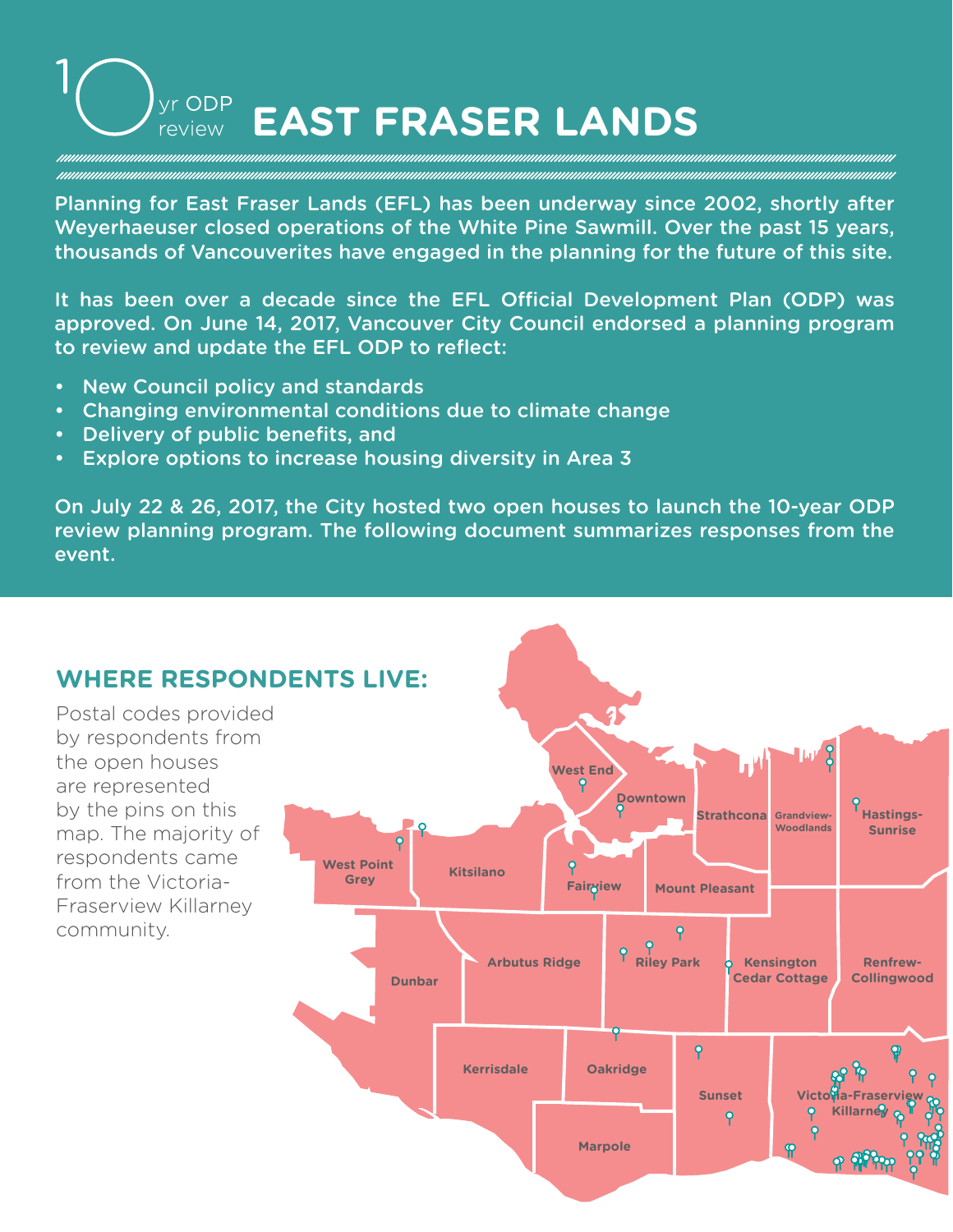# 10 yr ODP review EAST FRASER LANDS

Planning for East Fraser Lands (EFL) has been underway since 2002, shortly after Weyerhaeuser closed operations of the White Pine Sawmill. Over the past 15 years, thousands of Vancouverites have engaged in the planning for the future of this site.

It has been over a decade since the EFL Official Development Plan (ODP) was approved. On June 14, 2017, Vancouver City Council endorsed a planning program to review and update the EFL ODP to reflect:

- New Council policy and standards
- Changing environmental conditions due to climate change
- Delivery of public benefits, and
- Explore options to increase housing diversity in Area 3

On July 22 & 26, 2017, the City hosted two open houses to launch the 10-year ODP review planning program. The following document summarizes responses from the event.

## WHERE RESPONDENTS LIVE:

Postal codes provided by respondents from the open houses are represented by the pins on this map. The majority of respondents came from the Victoria-Fraserview Killarney community.

West End, Downtown, Strathcona, Grandview-Woodlands, Hastings-Sunrise, West Point Grey, Kitsilano, Fairview, Mount Pleasant, Dunbar, Arbutus Ridge, Riley Park, Kensington Cedar Cottage, Renfrew-Collingwood, Kerrisdale, Oakridge, Sunset, Victoria-Fraserview Killarney, Marpole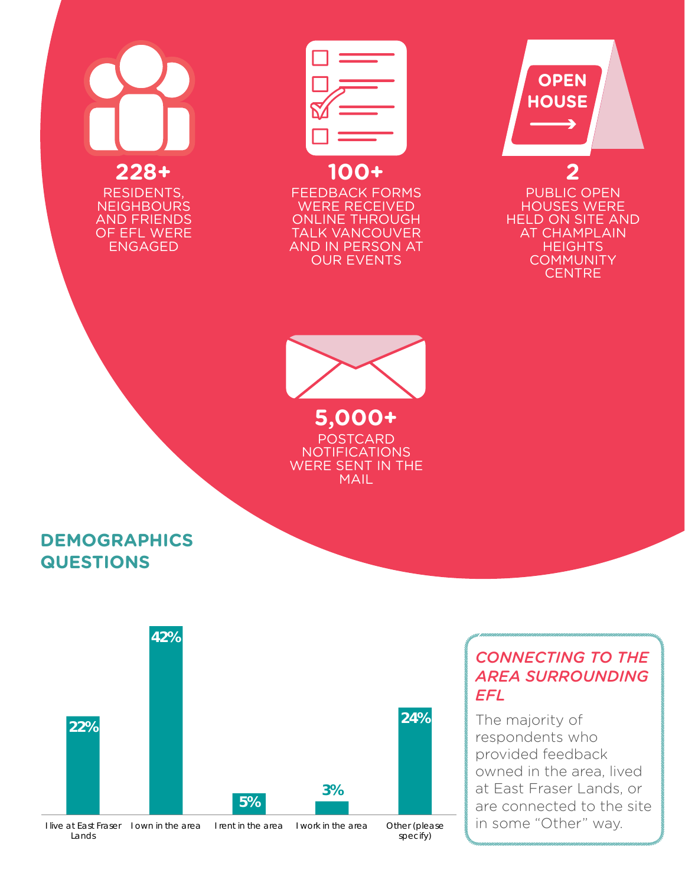**228+**
RESIDENTS, NEIGHBOURS AND FRIENDS OF EFL WERE ENGAGED

**100+**
FEEDBACK FORMS WERE RECEIVED ONLINE THROUGH TALK VANCOUVER AND IN PERSON AT OUR EVENTS

**2**
PUBLIC OPEN HOUSES WERE HELD ON SITE AND AT CHAMPLAIN HEIGHTS COMMUNITY CENTRE

**5,000+**
POSTCARD NOTIFICATIONS WERE SENT IN THE MAIL

## DEMOGRAPHICS QUESTIONS

| Response | Percentage |
| --- | --- |
| I live at East Fraser Lands | 22% |
| I own in the area | 42% |
| I rent in the area | 5% |
| I work in the area | 3% |
| Other (please specify) | 24% |

### *CONNECTING TO THE AREA SURROUNDING EFL*

The majority of respondents who provided feedback owned in the area, lived at East Fraser Lands, or are connected to the site in some "Other" way.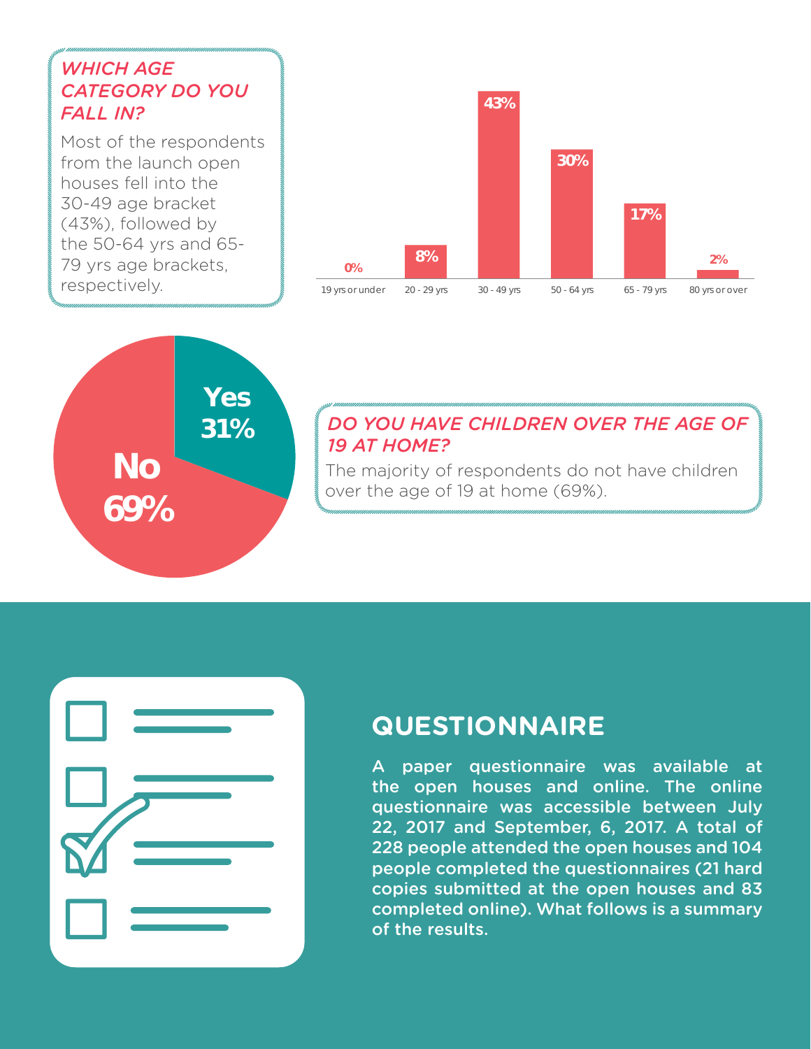### WHICH AGE CATEGORY DO YOU FALL IN?

Most of the respondents from the launch open houses fell into the 30-49 age bracket (43%), followed by the 50-64 yrs and 65-79 yrs age brackets, respectively.

| Age category | Percentage |
|---|---|
| 19 yrs or under | 0% |
| 20 - 29 yrs | 8% |
| 30 - 49 yrs | 43% |
| 50 - 64 yrs | 30% |
| 65 - 79 yrs | 17% |
| 80 yrs or over | 2% |

### DO YOU HAVE CHILDREN OVER THE AGE OF 19 AT HOME?

The majority of respondents do not have children over the age of 19 at home (69%).

| Response | Percentage |
|---|---|
| Yes | 31% |
| No | 69% |

## QUESTIONNAIRE

A paper questionnaire was available at the open houses and online. The online questionnaire was accessible between July 22, 2017 and September, 6, 2017. A total of 228 people attended the open houses and 104 people completed the questionnaires (21 hard copies submitted at the open houses and 83 completed online). What follows is a summary of the results.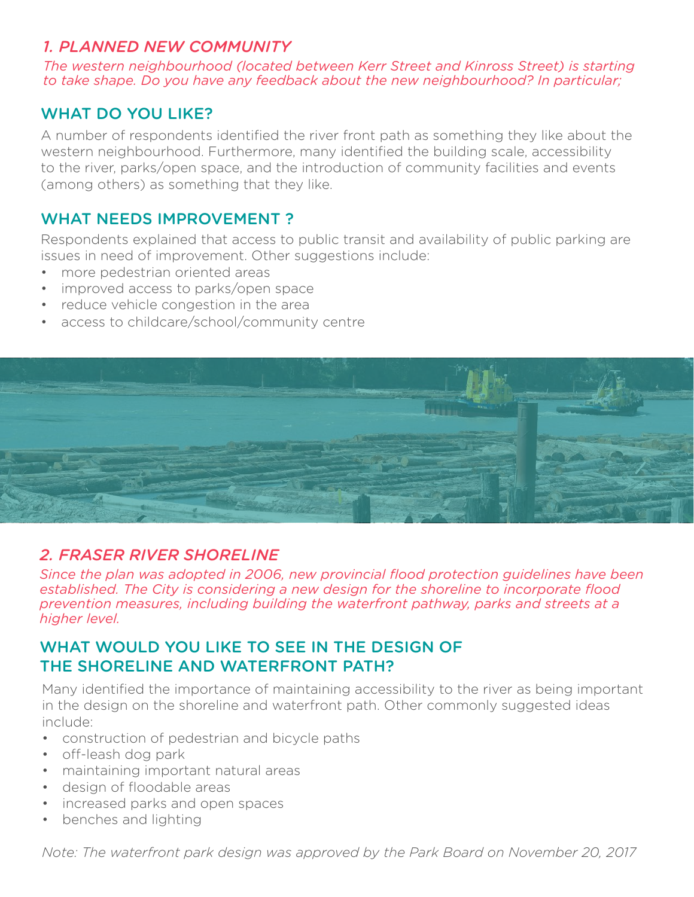## *1. PLANNED NEW COMMUNITY*

*The western neighbourhood (located between Kerr Street and Kinross Street) is starting to take shape. Do you have any feedback about the new neighbourhood? In particular;*

### WHAT DO YOU LIKE?

A number of respondents identified the river front path as something they like about the western neighbourhood. Furthermore, many identified the building scale, accessibility to the river, parks/open space, and the introduction of community facilities and events (among others) as something that they like.

### WHAT NEEDS IMPROVEMENT ?

Respondents explained that access to public transit and availability of public parking are issues in need of improvement. Other suggestions include:

- more pedestrian oriented areas
- improved access to parks/open space
- reduce vehicle congestion in the area
- access to childcare/school/community centre

## *2. FRASER RIVER SHORELINE*

*Since the plan was adopted in 2006, new provincial flood protection guidelines have been established. The City is considering a new design for the shoreline to incorporate flood prevention measures, including building the waterfront pathway, parks and streets at a higher level.*

### WHAT WOULD YOU LIKE TO SEE IN THE DESIGN OF THE SHORELINE AND WATERFRONT PATH?

Many identified the importance of maintaining accessibility to the river as being important in the design on the shoreline and waterfront path. Other commonly suggested ideas include:

- construction of pedestrian and bicycle paths
- off-leash dog park
- maintaining important natural areas
- design of floodable areas
- increased parks and open spaces
- benches and lighting

*Note: The waterfront park design was approved by the Park Board on November 20, 2017*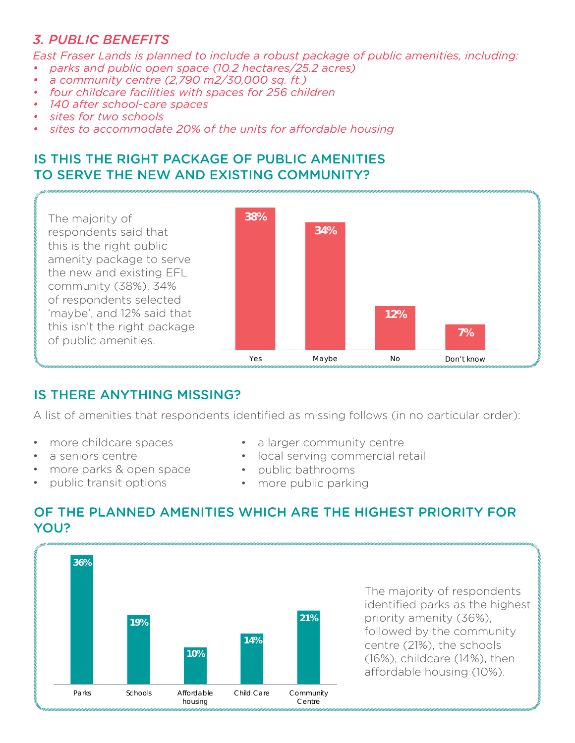## *3. PUBLIC BENEFITS*

*East Fraser Lands is planned to include a robust package of public amenities, including:*

- *parks and public open space (10.2 hectares/25.2 acres)*
- *a community centre (2,790 m2/30,000 sq. ft.)*
- *four childcare facilities with spaces for 256 children*
- *140 after school-care spaces*
- *sites for two schools*
- *sites to accommodate 20% of the units for affordable housing*

### IS THIS THE RIGHT PACKAGE OF PUBLIC AMENITIES TO SERVE THE NEW AND EXISTING COMMUNITY?

The majority of respondents said that this is the right public amenity package to serve the new and existing EFL community (38%). 34% of respondents selected 'maybe', and 12% said that this isn't the right package of public amenities.

| Yes | Maybe | No | Don't know |
|---|---|---|---|
| 38% | 34% | 12% | 7% |

### IS THERE ANYTHING MISSING?

A list of amenities that respondents identified as missing follows (in no particular order):

- more childcare spaces
- a seniors centre
- more parks & open space
- public transit options
- a larger community centre
- local serving commercial retail
- public bathrooms
- more public parking

### OF THE PLANNED AMENITIES WHICH ARE THE HIGHEST PRIORITY FOR YOU?

| Parks | Schools | Affordable housing | Child Care | Community Centre |
|---|---|---|---|---|
| 36% | 19% | 10% | 14% | 21% |

The majority of respondents identified parks as the highest priority amenity (36%), followed by the community centre (21%), the schools (16%), childcare (14%), then affordable housing (10%).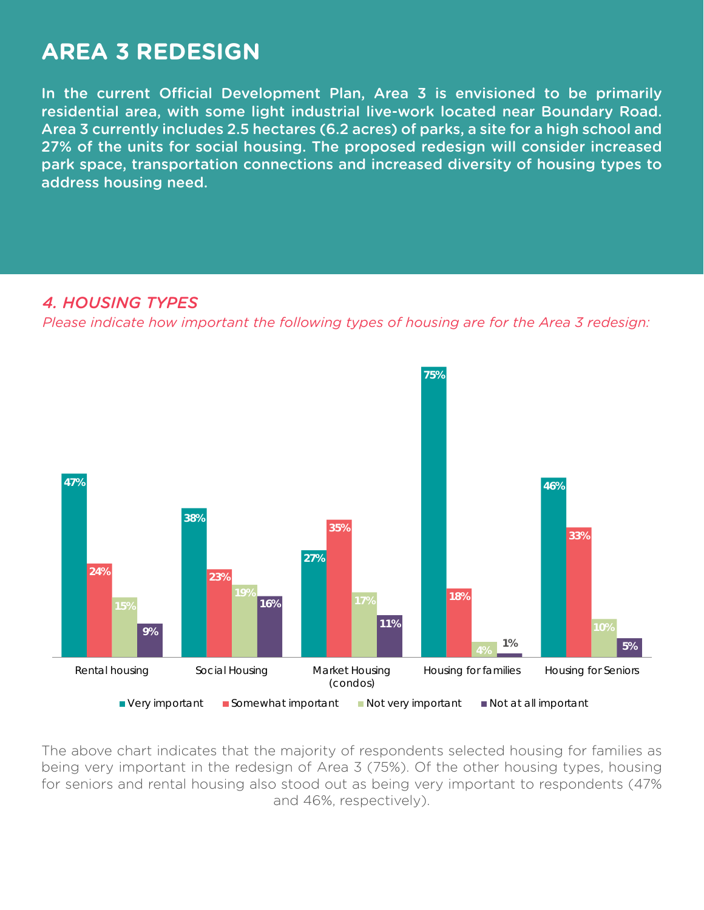# AREA 3 REDESIGN

In the current Official Development Plan, Area 3 is envisioned to be primarily residential area, with some light industrial live-work located near Boundary Road. Area 3 currently includes 2.5 hectares (6.2 acres) of parks, a site for a high school and 27% of the units for social housing. The proposed redesign will consider increased park space, transportation connections and increased diversity of housing types to address housing need.

## *4. HOUSING TYPES*

*Please indicate how important the following types of housing are for the Area 3 redesign:*

| | Very important | Somewhat important | Not very important | Not at all important |
|---|---|---|---|---|
| Rental housing | 47% | 24% | 15% | 9% |
| Social Housing | 38% | 23% | 19% | 16% |
| Market Housing (condos) | 27% | 35% | 17% | 11% |
| Housing for families | 75% | 18% | 4% | 1% |
| Housing for Seniors | 46% | 33% | 10% | 5% |

The above chart indicates that the majority of respondents selected housing for families as being very important in the redesign of Area 3 (75%). Of the other housing types, housing for seniors and rental housing also stood out as being very important to respondents (47% and 46%, respectively).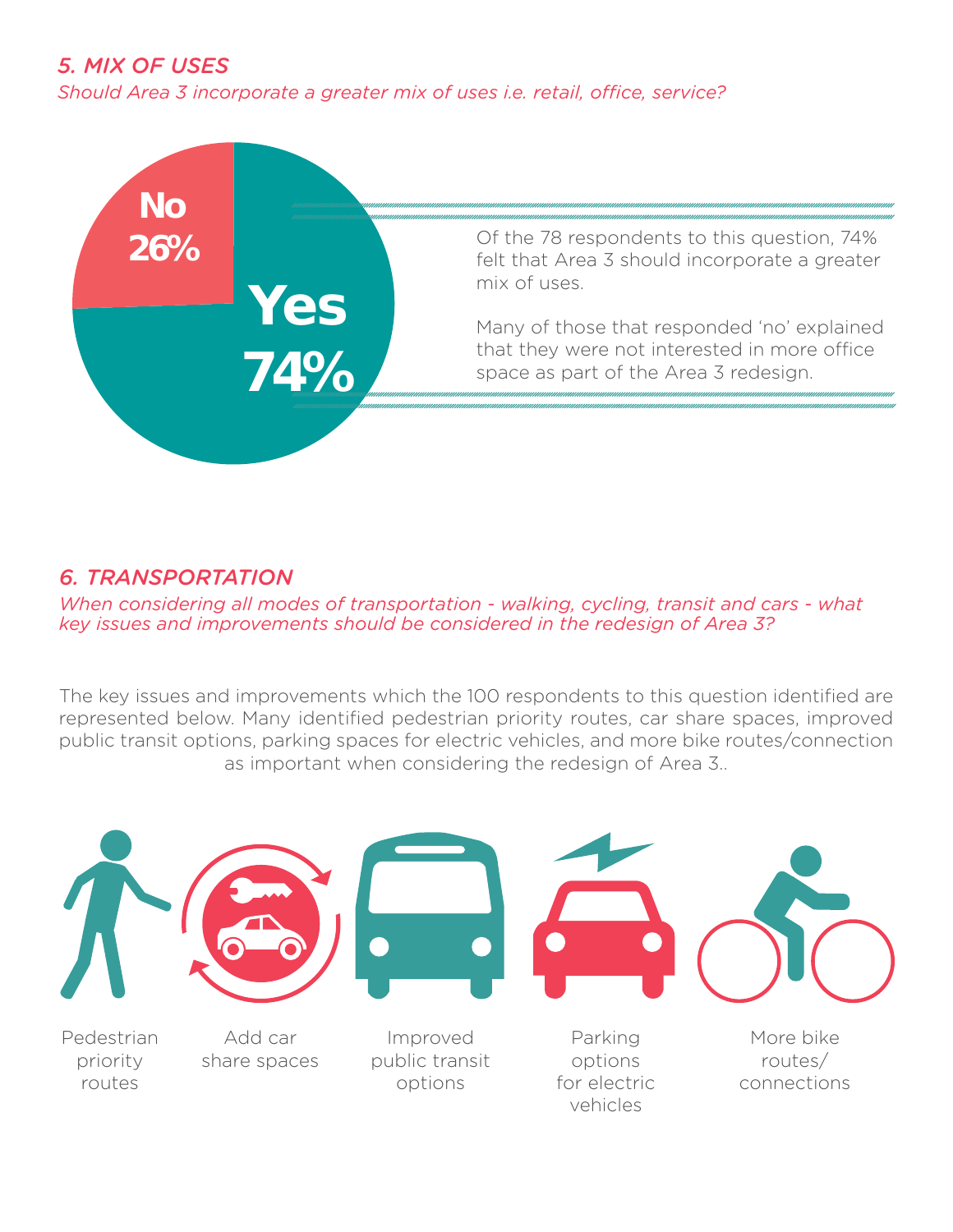## *5. MIX OF USES*

*Should Area 3 incorporate a greater mix of uses i.e. retail, office, service?*

**No 26%**

**Yes 74%**

Of the 78 respondents to this question, 74% felt that Area 3 should incorporate a greater mix of uses.

Many of those that responded 'no' explained that they were not interested in more office space as part of the Area 3 redesign.

## *6. TRANSPORTATION*

*When considering all modes of transportation - walking, cycling, transit and cars - what key issues and improvements should be considered in the redesign of Area 3?*

The key issues and improvements which the 100 respondents to this question identified are represented below. Many identified pedestrian priority routes, car share spaces, improved public transit options, parking spaces for electric vehicles, and more bike routes/connection as important when considering the redesign of Area 3..

- Pedestrian priority routes
- Add car share spaces
- Improved public transit options
- Parking options for electric vehicles
- More bike routes/ connections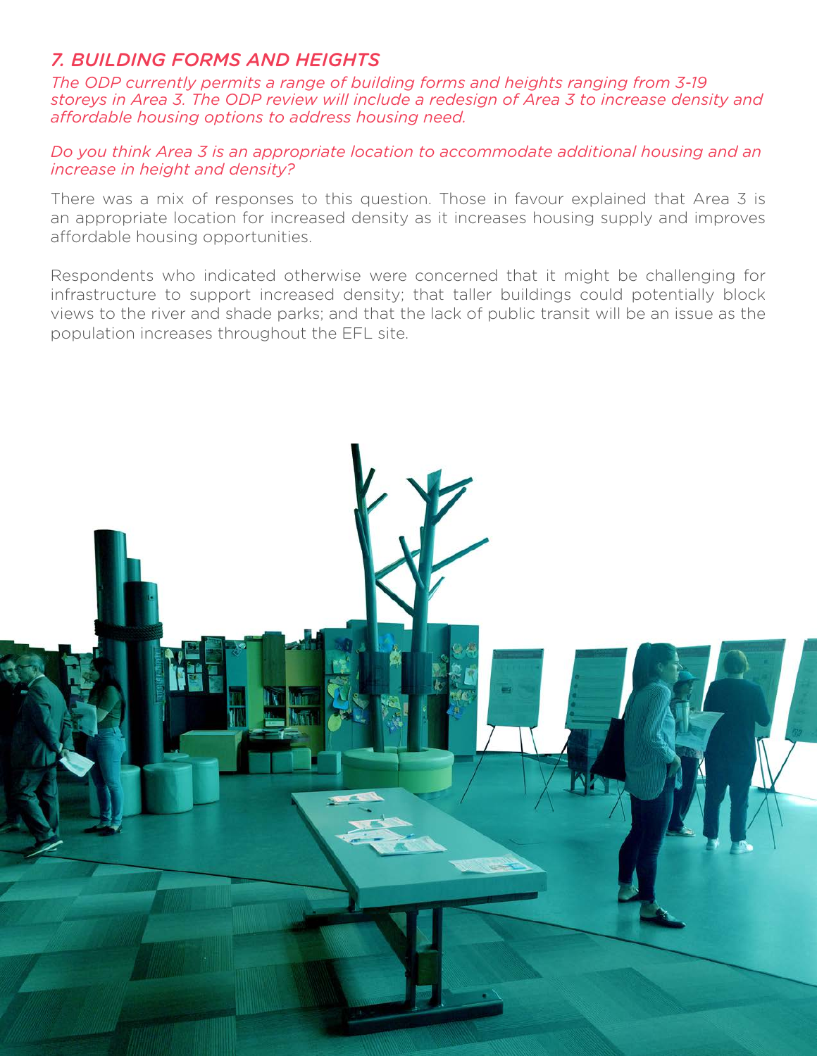## *7. BUILDING FORMS AND HEIGHTS*

*The ODP currently permits a range of building forms and heights ranging from 3-19 storeys in Area 3. The ODP review will include a redesign of Area 3 to increase density and affordable housing options to address housing need.*

*Do you think Area 3 is an appropriate location to accommodate additional housing and an increase in height and density?*

There was a mix of responses to this question. Those in favour explained that Area 3 is an appropriate location for increased density as it increases housing supply and improves affordable housing opportunities.

Respondents who indicated otherwise were concerned that it might be challenging for infrastructure to support increased density; that taller buildings could potentially block views to the river and shade parks; and that the lack of public transit will be an issue as the population increases throughout the EFL site.